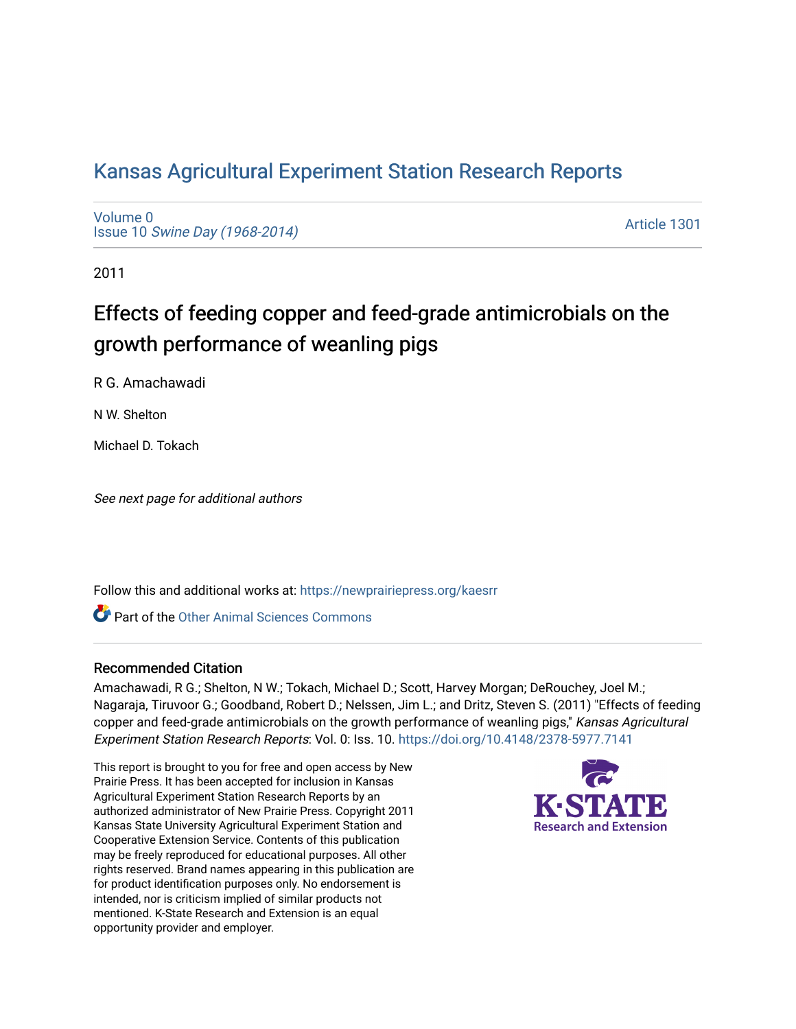# Kansas Agricultural Experiment Station Research Reports

Volume 0
Issue 10 *Swine Day (1968-2014)*

Article 1301

2011

## Effects of feeding copper and feed-grade antimicrobials on the growth performance of weanling pigs

R G. Amachawadi

N W. Shelton

Michael D. Tokach

*See next page for additional authors*

Follow this and additional works at: https://newprairiepress.org/kaesrr

Part of the Other Animal Sciences Commons

### Recommended Citation

Amachawadi, R G.; Shelton, N W.; Tokach, Michael D.; Scott, Harvey Morgan; DeRouchey, Joel M.; Nagaraja, Tiruvoor G.; Goodband, Robert D.; Nelssen, Jim L.; and Dritz, Steven S. (2011) "Effects of feeding copper and feed-grade antimicrobials on the growth performance of weanling pigs," *Kansas Agricultural Experiment Station Research Reports*: Vol. 0: Iss. 10. https://doi.org/10.4148/2378-5977.7141

This report is brought to you for free and open access by New Prairie Press. It has been accepted for inclusion in Kansas Agricultural Experiment Station Research Reports by an authorized administrator of New Prairie Press. Copyright 2011 Kansas State University Agricultural Experiment Station and Cooperative Extension Service. Contents of this publication may be freely reproduced for educational purposes. All other rights reserved. Brand names appearing in this publication are for product identification purposes only. No endorsement is intended, nor is criticism implied of similar products not mentioned. K-State Research and Extension is an equal opportunity provider and employer.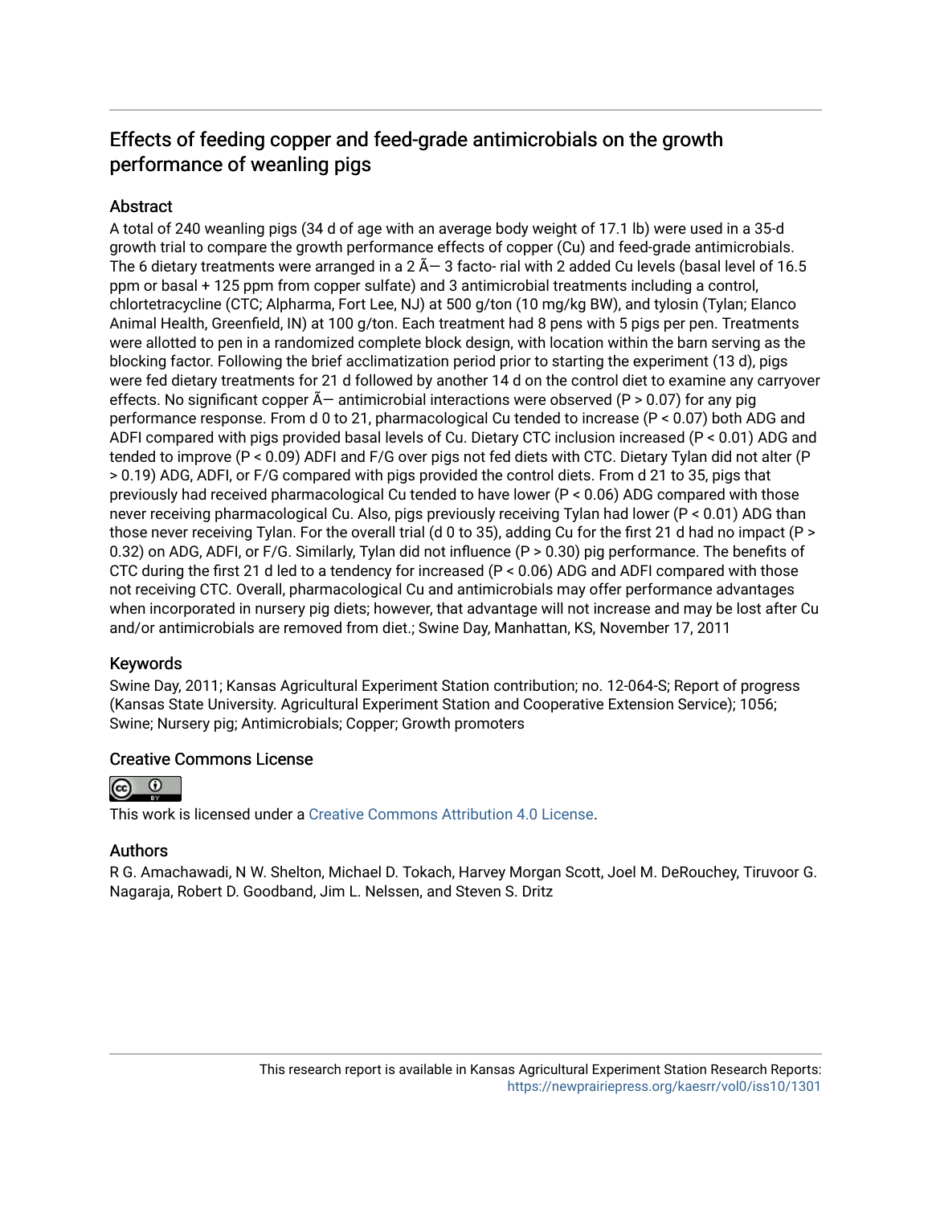# Effects of feeding copper and feed-grade antimicrobials on the growth performance of weanling pigs

## Abstract

A total of 240 weanling pigs (34 d of age with an average body weight of 17.1 lb) were used in a 35-d growth trial to compare the growth performance effects of copper (Cu) and feed-grade antimicrobials. The 6 dietary treatments were arranged in a 2 Ã— 3 facto- rial with 2 added Cu levels (basal level of 16.5 ppm or basal + 125 ppm from copper sulfate) and 3 antimicrobial treatments including a control, chlortetracycline (CTC; Alpharma, Fort Lee, NJ) at 500 g/ton (10 mg/kg BW), and tylosin (Tylan; Elanco Animal Health, Greenfield, IN) at 100 g/ton. Each treatment had 8 pens with 5 pigs per pen. Treatments were allotted to pen in a randomized complete block design, with location within the barn serving as the blocking factor. Following the brief acclimatization period prior to starting the experiment (13 d), pigs were fed dietary treatments for 21 d followed by another 14 d on the control diet to examine any carryover effects. No significant copper Ã— antimicrobial interactions were observed ($P > 0.07$) for any pig performance response. From d 0 to 21, pharmacological Cu tended to increase ($P < 0.07$) both ADG and ADFI compared with pigs provided basal levels of Cu. Dietary CTC inclusion increased ($P < 0.01$) ADG and tended to improve ($P < 0.09$) ADFI and F/G over pigs not fed diets with CTC. Dietary Tylan did not alter ($P > 0.19$) ADG, ADFI, or F/G compared with pigs provided the control diets. From d 21 to 35, pigs that previously had received pharmacological Cu tended to have lower ($P < 0.06$) ADG compared with those never receiving pharmacological Cu. Also, pigs previously receiving Tylan had lower ($P < 0.01$) ADG than those never receiving Tylan. For the overall trial (d 0 to 35), adding Cu for the first 21 d had no impact ($P > 0.32$) on ADG, ADFI, or F/G. Similarly, Tylan did not influence ($P > 0.30$) pig performance. The benefits of CTC during the first 21 d led to a tendency for increased ($P < 0.06$) ADG and ADFI compared with those not receiving CTC. Overall, pharmacological Cu and antimicrobials may offer performance advantages when incorporated in nursery pig diets; however, that advantage will not increase and may be lost after Cu and/or antimicrobials are removed from diet.; Swine Day, Manhattan, KS, November 17, 2011

## Keywords

Swine Day, 2011; Kansas Agricultural Experiment Station contribution; no. 12-064-S; Report of progress (Kansas State University. Agricultural Experiment Station and Cooperative Extension Service); 1056; Swine; Nursery pig; Antimicrobials; Copper; Growth promoters

## Creative Commons License

This work is licensed under a Creative Commons Attribution 4.0 License.

## Authors

R G. Amachawadi, N W. Shelton, Michael D. Tokach, Harvey Morgan Scott, Joel M. DeRouchey, Tiruvoor G. Nagaraja, Robert D. Goodband, Jim L. Nelssen, and Steven S. Dritz

This research report is available in Kansas Agricultural Experiment Station Research Reports: https://newprairiepress.org/kaesrr/vol0/iss10/1301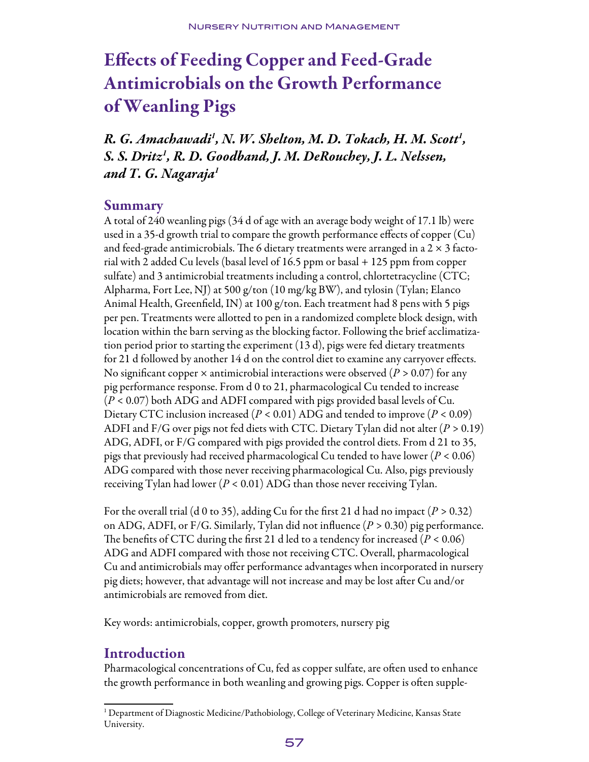# Effects of Feeding Copper and Feed-Grade Antimicrobials on the Growth Performance of Weanling Pigs

*R. G. Amachawadi[1], N. W. Shelton, M. D. Tokach, H. M. Scott[1], S. S. Dritz[1], R. D. Goodband, J. M. DeRouchey, J. L. Nelssen, and T. G. Nagaraja[1]*

## Summary

A total of 240 weanling pigs (34 d of age with an average body weight of 17.1 lb) were used in a 35-d growth trial to compare the growth performance effects of copper (Cu) and feed-grade antimicrobials. The 6 dietary treatments were arranged in a 2 × 3 factorial with 2 added Cu levels (basal level of 16.5 ppm or basal + 125 ppm from copper sulfate) and 3 antimicrobial treatments including a control, chlortetracycline (CTC; Alpharma, Fort Lee, NJ) at 500 g/ton (10 mg/kg BW), and tylosin (Tylan; Elanco Animal Health, Greenfield, IN) at 100 g/ton. Each treatment had 8 pens with 5 pigs per pen. Treatments were allotted to pen in a randomized complete block design, with location within the barn serving as the blocking factor. Following the brief acclimatization period prior to starting the experiment (13 d), pigs were fed dietary treatments for 21 d followed by another 14 d on the control diet to examine any carryover effects. No significant copper × antimicrobial interactions were observed ($P > 0.07$) for any pig performance response. From d 0 to 21, pharmacological Cu tended to increase ($P < 0.07$) both ADG and ADFI compared with pigs provided basal levels of Cu. Dietary CTC inclusion increased ($P < 0.01$) ADG and tended to improve ($P < 0.09$) ADFI and F/G over pigs not fed diets with CTC. Dietary Tylan did not alter ($P > 0.19$) ADG, ADFI, or F/G compared with pigs provided the control diets. From d 21 to 35, pigs that previously had received pharmacological Cu tended to have lower ($P < 0.06$) ADG compared with those never receiving pharmacological Cu. Also, pigs previously receiving Tylan had lower ($P < 0.01$) ADG than those never receiving Tylan.

For the overall trial (d 0 to 35), adding Cu for the first 21 d had no impact ($P > 0.32$) on ADG, ADFI, or F/G. Similarly, Tylan did not influence ($P > 0.30$) pig performance. The benefits of CTC during the first 21 d led to a tendency for increased ($P < 0.06$) ADG and ADFI compared with those not receiving CTC. Overall, pharmacological Cu and antimicrobials may offer performance advantages when incorporated in nursery pig diets; however, that advantage will not increase and may be lost after Cu and/or antimicrobials are removed from diet.

Key words: antimicrobials, copper, growth promoters, nursery pig

## Introduction

Pharmacological concentrations of Cu, fed as copper sulfate, are often used to enhance the growth performance in both weanling and growing pigs. Copper is often supple-

[1] Department of Diagnostic Medicine/Pathobiology, College of Veterinary Medicine, Kansas State University.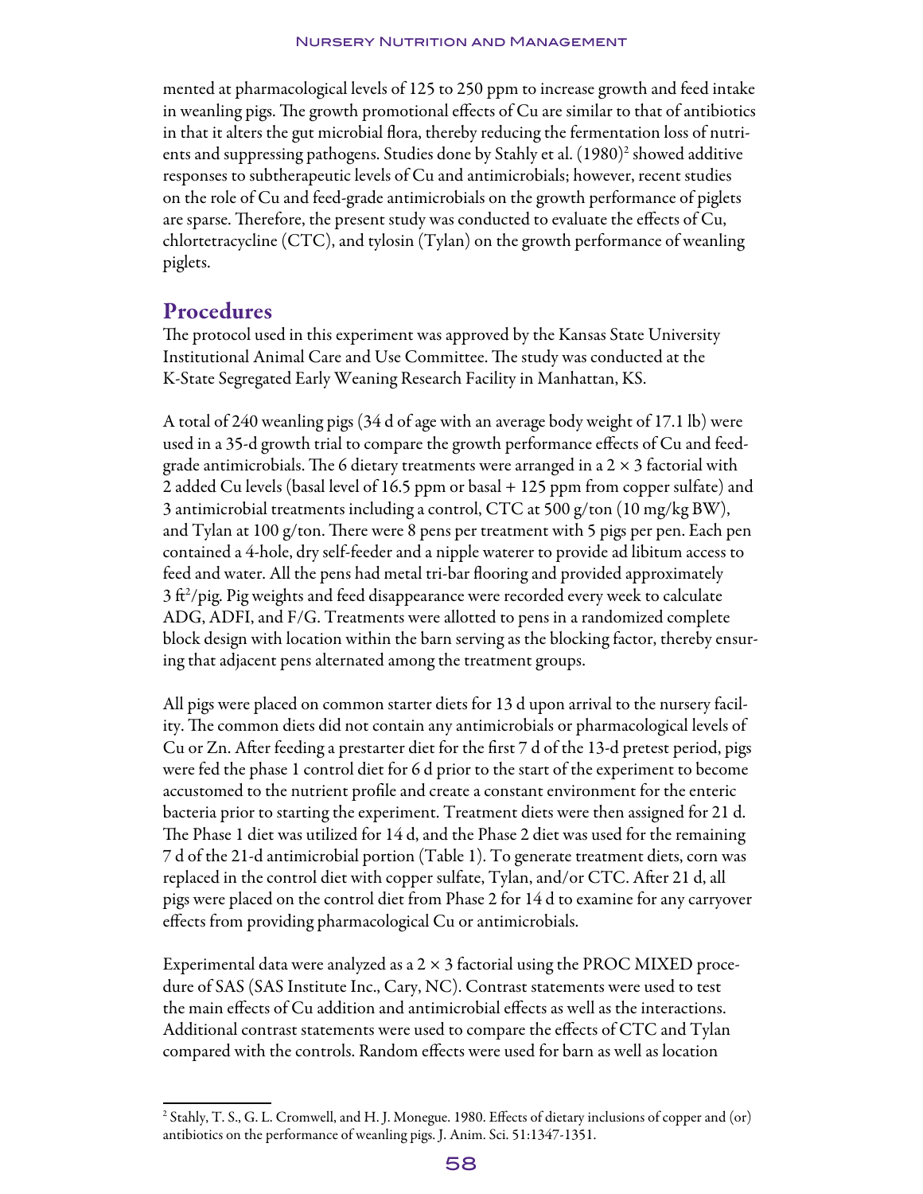mented at pharmacological levels of 125 to 250 ppm to increase growth and feed intake in weanling pigs. The growth promotional effects of Cu are similar to that of antibiotics in that it alters the gut microbial flora, thereby reducing the fermentation loss of nutrients and suppressing pathogens. Studies done by Stahly et al. (1980)[2] showed additive responses to subtherapeutic levels of Cu and antimicrobials; however, recent studies on the role of Cu and feed-grade antimicrobials on the growth performance of piglets are sparse. Therefore, the present study was conducted to evaluate the effects of Cu, chlortetracycline (CTC), and tylosin (Tylan) on the growth performance of weanling piglets.

## Procedures

The protocol used in this experiment was approved by the Kansas State University Institutional Animal Care and Use Committee. The study was conducted at the K-State Segregated Early Weaning Research Facility in Manhattan, KS.

A total of 240 weanling pigs (34 d of age with an average body weight of 17.1 lb) were used in a 35-d growth trial to compare the growth performance effects of Cu and feed-grade antimicrobials. The 6 dietary treatments were arranged in a 2 × 3 factorial with 2 added Cu levels (basal level of 16.5 ppm or basal + 125 ppm from copper sulfate) and 3 antimicrobial treatments including a control, CTC at 500 g/ton (10 mg/kg BW), and Tylan at 100 g/ton. There were 8 pens per treatment with 5 pigs per pen. Each pen contained a 4-hole, dry self-feeder and a nipple waterer to provide ad libitum access to feed and water. All the pens had metal tri-bar flooring and provided approximately 3 $ft^2$/pig. Pig weights and feed disappearance were recorded every week to calculate ADG, ADFI, and F/G. Treatments were allotted to pens in a randomized complete block design with location within the barn serving as the blocking factor, thereby ensuring that adjacent pens alternated among the treatment groups.

All pigs were placed on common starter diets for 13 d upon arrival to the nursery facility. The common diets did not contain any antimicrobials or pharmacological levels of Cu or Zn. After feeding a prestarter diet for the first 7 d of the 13-d pretest period, pigs were fed the phase 1 control diet for 6 d prior to the start of the experiment to become accustomed to the nutrient profile and create a constant environment for the enteric bacteria prior to starting the experiment. Treatment diets were then assigned for 21 d. The Phase 1 diet was utilized for 14 d, and the Phase 2 diet was used for the remaining 7 d of the 21-d antimicrobial portion (Table 1). To generate treatment diets, corn was replaced in the control diet with copper sulfate, Tylan, and/or CTC. After 21 d, all pigs were placed on the control diet from Phase 2 for 14 d to examine for any carryover effects from providing pharmacological Cu or antimicrobials.

Experimental data were analyzed as a 2 × 3 factorial using the PROC MIXED procedure of SAS (SAS Institute Inc., Cary, NC). Contrast statements were used to test the main effects of Cu addition and antimicrobial effects as well as the interactions. Additional contrast statements were used to compare the effects of CTC and Tylan compared with the controls. Random effects were used for barn as well as location

---

[2] Stahly, T. S., G. L. Cromwell, and H. J. Monegue. 1980. Effects of dietary inclusions of copper and (or) antibiotics on the performance of weanling pigs. J. Anim. Sci. 51:1347-1351.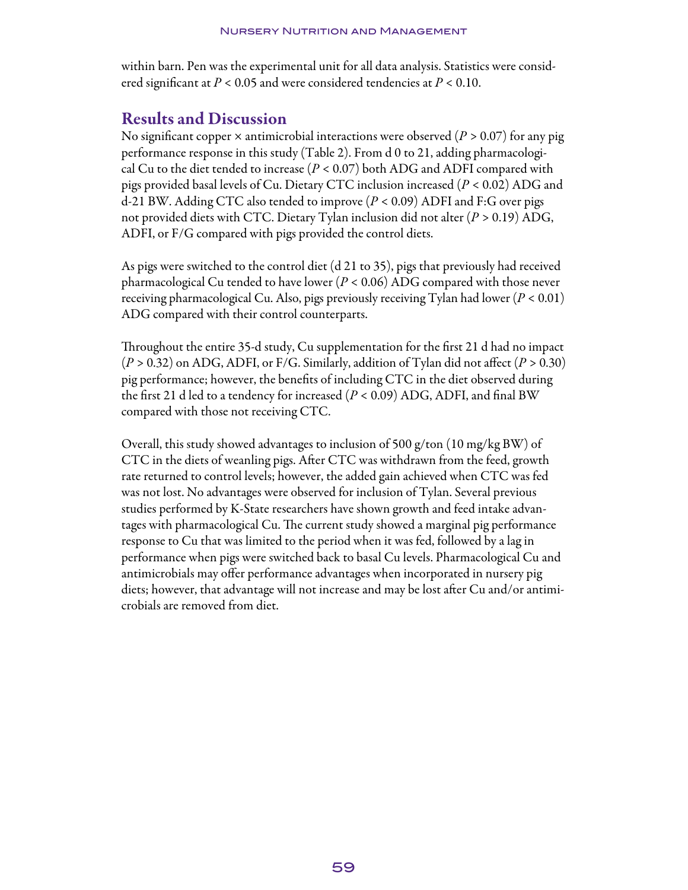within barn. Pen was the experimental unit for all data analysis. Statistics were considered significant at $P < 0.05$ and were considered tendencies at $P < 0.10$.

## Results and Discussion

No significant copper × antimicrobial interactions were observed ($P > 0.07$) for any pig performance response in this study (Table 2). From d 0 to 21, adding pharmacological Cu to the diet tended to increase ($P < 0.07$) both ADG and ADFI compared with pigs provided basal levels of Cu. Dietary CTC inclusion increased ($P < 0.02$) ADG and d-21 BW. Adding CTC also tended to improve ($P < 0.09$) ADFI and F:G over pigs not provided diets with CTC. Dietary Tylan inclusion did not alter ($P > 0.19$) ADG, ADFI, or F/G compared with pigs provided the control diets.

As pigs were switched to the control diet (d 21 to 35), pigs that previously had received pharmacological Cu tended to have lower ($P < 0.06$) ADG compared with those never receiving pharmacological Cu. Also, pigs previously receiving Tylan had lower ($P < 0.01$) ADG compared with their control counterparts.

Throughout the entire 35-d study, Cu supplementation for the first 21 d had no impact ($P > 0.32$) on ADG, ADFI, or F/G. Similarly, addition of Tylan did not affect ($P > 0.30$) pig performance; however, the benefits of including CTC in the diet observed during the first 21 d led to a tendency for increased ($P < 0.09$) ADG, ADFI, and final BW compared with those not receiving CTC.

Overall, this study showed advantages to inclusion of 500 g/ton (10 mg/kg BW) of CTC in the diets of weanling pigs. After CTC was withdrawn from the feed, growth rate returned to control levels; however, the added gain achieved when CTC was fed was not lost. No advantages were observed for inclusion of Tylan. Several previous studies performed by K-State researchers have shown growth and feed intake advantages with pharmacological Cu. The current study showed a marginal pig performance response to Cu that was limited to the period when it was fed, followed by a lag in performance when pigs were switched back to basal Cu levels. Pharmacological Cu and antimicrobials may offer performance advantages when incorporated in nursery pig diets; however, that advantage will not increase and may be lost after Cu and/or antimicrobials are removed from diet.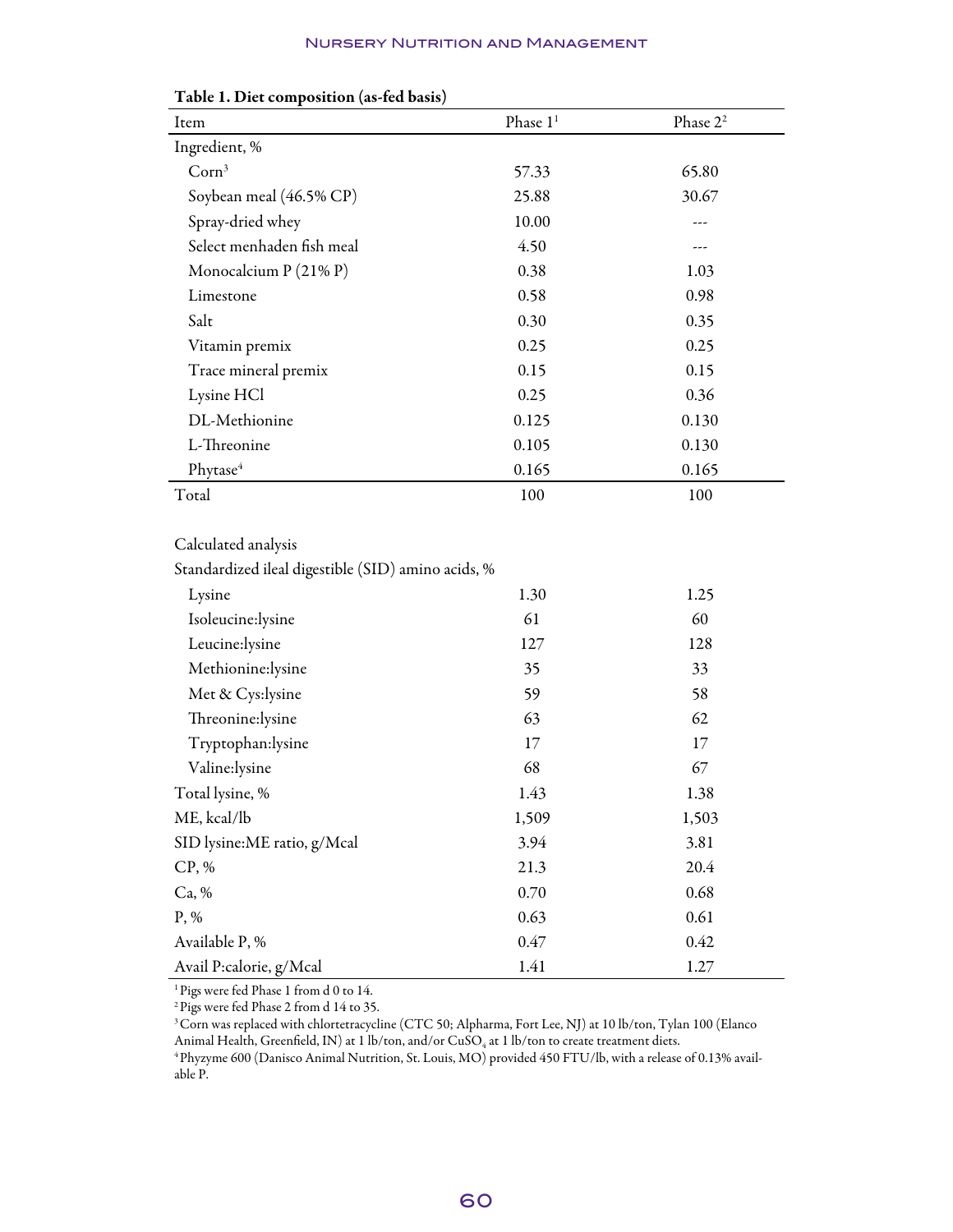**Table 1. Diet composition (as-fed basis)**

| Item | Phase 1[1] | Phase 2[2] |
|---|---|---|
| Ingredient, % | | |
| Corn[3] | 57.33 | 65.80 |
| Soybean meal (46.5% CP) | 25.88 | 30.67 |
| Spray-dried whey | 10.00 | --- |
| Select menhaden fish meal | 4.50 | --- |
| Monocalcium P (21% P) | 0.38 | 1.03 |
| Limestone | 0.58 | 0.98 |
| Salt | 0.30 | 0.35 |
| Vitamin premix | 0.25 | 0.25 |
| Trace mineral premix | 0.15 | 0.15 |
| Lysine HCl | 0.25 | 0.36 |
| DL-Methionine | 0.125 | 0.130 |
| L-Threonine | 0.105 | 0.130 |
| Phytase[4] | 0.165 | 0.165 |
| Total | 100 | 100 |
| | | |
| Calculated analysis | | |
| Standardized ileal digestible (SID) amino acids, % | | |
| Lysine | 1.30 | 1.25 |
| Isoleucine:lysine | 61 | 60 |
| Leucine:lysine | 127 | 128 |
| Methionine:lysine | 35 | 33 |
| Met & Cys:lysine | 59 | 58 |
| Threonine:lysine | 63 | 62 |
| Tryptophan:lysine | 17 | 17 |
| Valine:lysine | 68 | 67 |
| Total lysine, % | 1.43 | 1.38 |
| ME, kcal/lb | 1,509 | 1,503 |
| SID lysine:ME ratio, g/Mcal | 3.94 | 3.81 |
| CP, % | 21.3 | 20.4 |
| Ca, % | 0.70 | 0.68 |
| P, % | 0.63 | 0.61 |
| Available P, % | 0.47 | 0.42 |
| Avail P:calorie, g/Mcal | 1.41 | 1.27 |

[1] Pigs were fed Phase 1 from d 0 to 14.

[2] Pigs were fed Phase 2 from d 14 to 35.

[3] Corn was replaced with chlortetracycline (CTC 50; Alpharma, Fort Lee, NJ) at 10 lb/ton, Tylan 100 (Elanco Animal Health, Greenfield, IN) at 1 lb/ton, and/or $CuSO_4$ at 1 lb/ton to create treatment diets.

[4] Phyzyme 600 (Danisco Animal Nutrition, St. Louis, MO) provided 450 FTU/lb, with a release of 0.13% available P.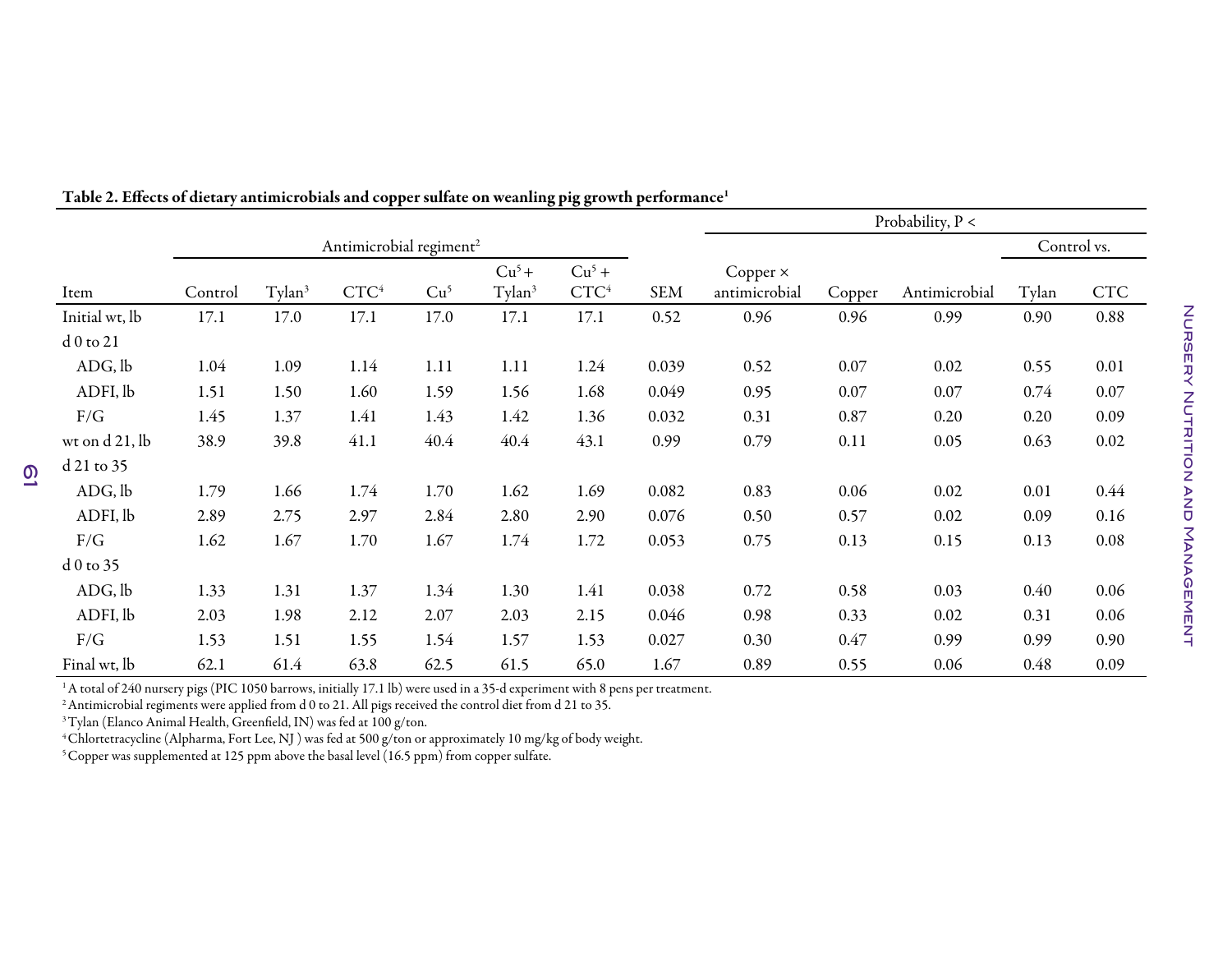**Table 2. Effects of dietary antimicrobials and copper sulfate on weanling pig growth performance[1]**

| | Antimicrobial regiment[2] | | | | | | | Probability, P < | | | Control vs. | |
|---|---|---|---|---|---|---|---|---|---|---|---|---|
| Item | Control | Tylan[3] | CTC[4] | Cu[5] | Cu[5] + Tylan[3] | Cu[5] + CTC[4] | SEM | Copper × antimicrobial | Copper | Antimicrobial | Tylan | CTC |
| Initial wt, lb | 17.1 | 17.0 | 17.1 | 17.0 | 17.1 | 17.1 | 0.52 | 0.96 | 0.96 | 0.99 | 0.90 | 0.88 |
| d 0 to 21 | | | | | | | | | | | | |
| ADG, lb | 1.04 | 1.09 | 1.14 | 1.11 | 1.11 | 1.24 | 0.039 | 0.52 | 0.07 | 0.02 | 0.55 | 0.01 |
| ADFI, lb | 1.51 | 1.50 | 1.60 | 1.59 | 1.56 | 1.68 | 0.049 | 0.95 | 0.07 | 0.07 | 0.74 | 0.07 |
| F/G | 1.45 | 1.37 | 1.41 | 1.43 | 1.42 | 1.36 | 0.032 | 0.31 | 0.87 | 0.20 | 0.20 | 0.09 |
| wt on d 21, lb | 38.9 | 39.8 | 41.1 | 40.4 | 40.4 | 43.1 | 0.99 | 0.79 | 0.11 | 0.05 | 0.63 | 0.02 |
| d 21 to 35 | | | | | | | | | | | | |
| ADG, lb | 1.79 | 1.66 | 1.74 | 1.70 | 1.62 | 1.69 | 0.082 | 0.83 | 0.06 | 0.02 | 0.01 | 0.44 |
| ADFI, lb | 2.89 | 2.75 | 2.97 | 2.84 | 2.80 | 2.90 | 0.076 | 0.50 | 0.57 | 0.02 | 0.09 | 0.16 |
| F/G | 1.62 | 1.67 | 1.70 | 1.67 | 1.74 | 1.72 | 0.053 | 0.75 | 0.13 | 0.15 | 0.13 | 0.08 |
| d 0 to 35 | | | | | | | | | | | | |
| ADG, lb | 1.33 | 1.31 | 1.37 | 1.34 | 1.30 | 1.41 | 0.038 | 0.72 | 0.58 | 0.03 | 0.40 | 0.06 |
| ADFI, lb | 2.03 | 1.98 | 2.12 | 2.07 | 2.03 | 2.15 | 0.046 | 0.98 | 0.33 | 0.02 | 0.31 | 0.06 |
| F/G | 1.53 | 1.51 | 1.55 | 1.54 | 1.57 | 1.53 | 0.027 | 0.30 | 0.47 | 0.99 | 0.99 | 0.90 |
| Final wt, lb | 62.1 | 61.4 | 63.8 | 62.5 | 61.5 | 65.0 | 1.67 | 0.89 | 0.55 | 0.06 | 0.48 | 0.09 |

[1] A total of 240 nursery pigs (PIC 1050 barrows, initially 17.1 lb) were used in a 35-d experiment with 8 pens per treatment.

[2] Antimicrobial regiments were applied from d 0 to 21. All pigs received the control diet from d 21 to 35.

[3] Tylan (Elanco Animal Health, Greenfield, IN) was fed at 100 g/ton.

[4] Chlortetracycline (Alpharma, Fort Lee, NJ ) was fed at 500 g/ton or approximately 10 mg/kg of body weight.

[5] Copper was supplemented at 125 ppm above the basal level (16.5 ppm) from copper sulfate.